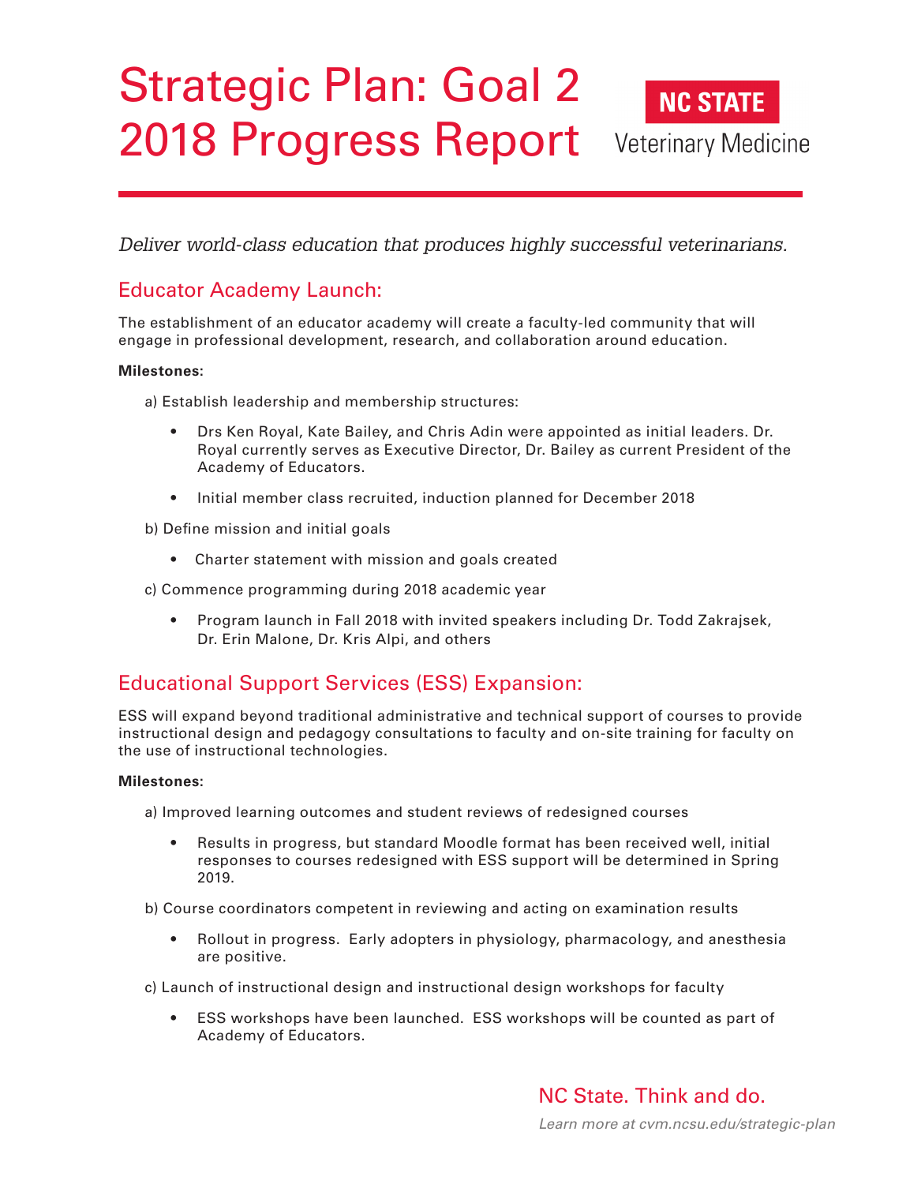# Strategic Plan: Goal 2 2018 Progress Report

NC STATE Veterinary Medicine

*Deliver world-class education that produces highly successful veterinarians.*

## Educator Academy Launch:

The establishment of an educator academy will create a faculty-led community that will engage in professional development, research, and collaboration around education.

**Milestones:**

a) Establish leadership and membership structures:

- Drs Ken Royal, Kate Bailey, and Chris Adin were appointed as initial leaders. Dr. Royal currently serves as Executive Director, Dr. Bailey as current President of the Academy of Educators.
- Initial member class recruited, induction planned for December 2018

b) Define mission and initial goals

- Charter statement with mission and goals created

c) Commence programming during 2018 academic year

- Program launch in Fall 2018 with invited speakers including Dr. Todd Zakrajsek, Dr. Erin Malone, Dr. Kris Alpi, and others

## Educational Support Services (ESS) Expansion:

ESS will expand beyond traditional administrative and technical support of courses to provide instructional design and pedagogy consultations to faculty and on-site training for faculty on the use of instructional technologies.

**Milestones:**

a) Improved learning outcomes and student reviews of redesigned courses

- Results in progress, but standard Moodle format has been received well, initial responses to courses redesigned with ESS support will be determined in Spring 2019.

b) Course coordinators competent in reviewing and acting on examination results

- Rollout in progress. Early adopters in physiology, pharmacology, and anesthesia are positive.

c) Launch of instructional design and instructional design workshops for faculty

- ESS workshops have been launched. ESS workshops will be counted as part of Academy of Educators.

NC State. Think and do.

*Learn more at cvm.ncsu.edu/strategic-plan*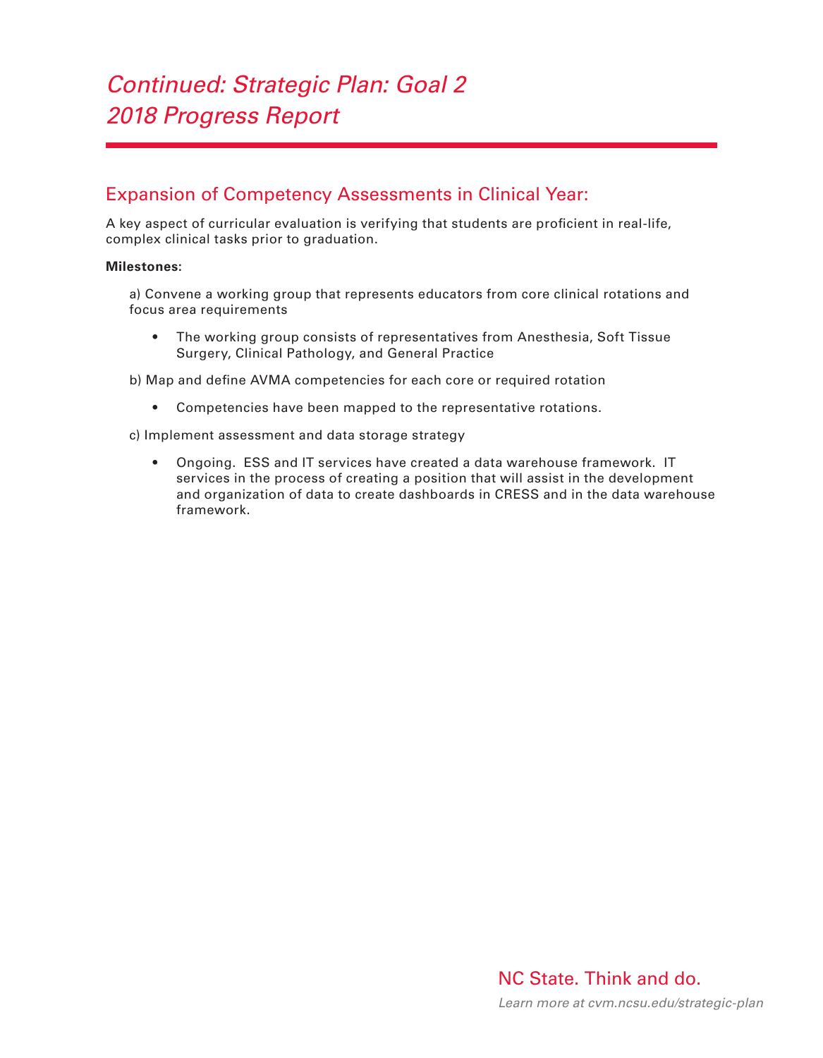# *Continued: Strategic Plan: Goal 2*
# *2018 Progress Report*

## Expansion of Competency Assessments in Clinical Year:

A key aspect of curricular evaluation is verifying that students are proficient in real-life, complex clinical tasks prior to graduation.

**Milestones:**

a) Convene a working group that represents educators from core clinical rotations and focus area requirements

- The working group consists of representatives from Anesthesia, Soft Tissue Surgery, Clinical Pathology, and General Practice

b) Map and define AVMA competencies for each core or required rotation

- Competencies have been mapped to the representative rotations.

c) Implement assessment and data storage strategy

- Ongoing. ESS and IT services have created a data warehouse framework. IT services in the process of creating a position that will assist in the development and organization of data to create dashboards in CRESS and in the data warehouse framework.

NC State. Think and do.

*Learn more at cvm.ncsu.edu/strategic-plan*